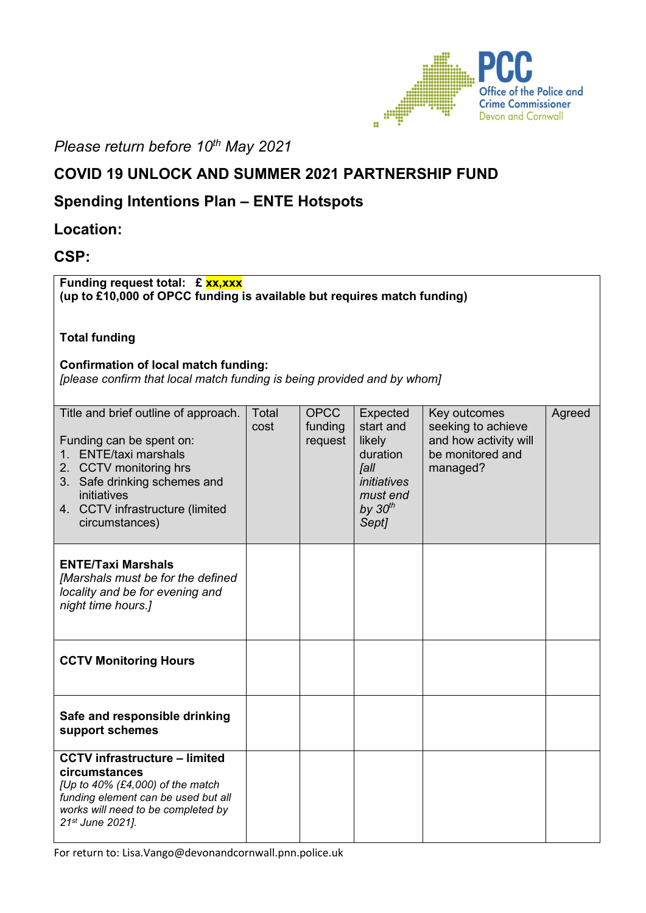*Please return before 10th May 2021*

## COVID 19 UNLOCK AND SUMMER 2021 PARTNERSHIP FUND

## Spending Intentions Plan – ENTE Hotspots

## Location:

## CSP:

**Funding request total: £ xx,xxx**
**(up to £10,000 of OPCC funding is available but requires match funding)**

**Total funding**

**Confirmation of local match funding:**
*[please confirm that local match funding is being provided and by whom]*

| Title and brief outline of approach.<br><br>Funding can be spent on:<br>1. ENTE/taxi marshals<br>2. CCTV monitoring hrs<br>3. Safe drinking schemes and initiatives<br>4. CCTV infrastructure (limited circumstances) | Total cost | OPCC funding request | Expected start and likely duration *[all initiatives must end by 30th Sept]* | Key outcomes seeking to achieve and how activity will be monitored and managed? | Agreed |
|---|---|---|---|---|---|
| **ENTE/Taxi Marshals**<br>*[Marshals must be for the defined locality and be for evening and night time hours.]* | | | | | |
| **CCTV Monitoring Hours** | | | | | |
| **Safe and responsible drinking support schemes** | | | | | |
| **CCTV infrastructure – limited circumstances**<br>*[Up to 40% (£4,000) of the match funding element can be used but all works will need to be completed by 21st June 2021].* | | | | | |

For return to: Lisa.Vango@devonandcornwall.pnn.police.uk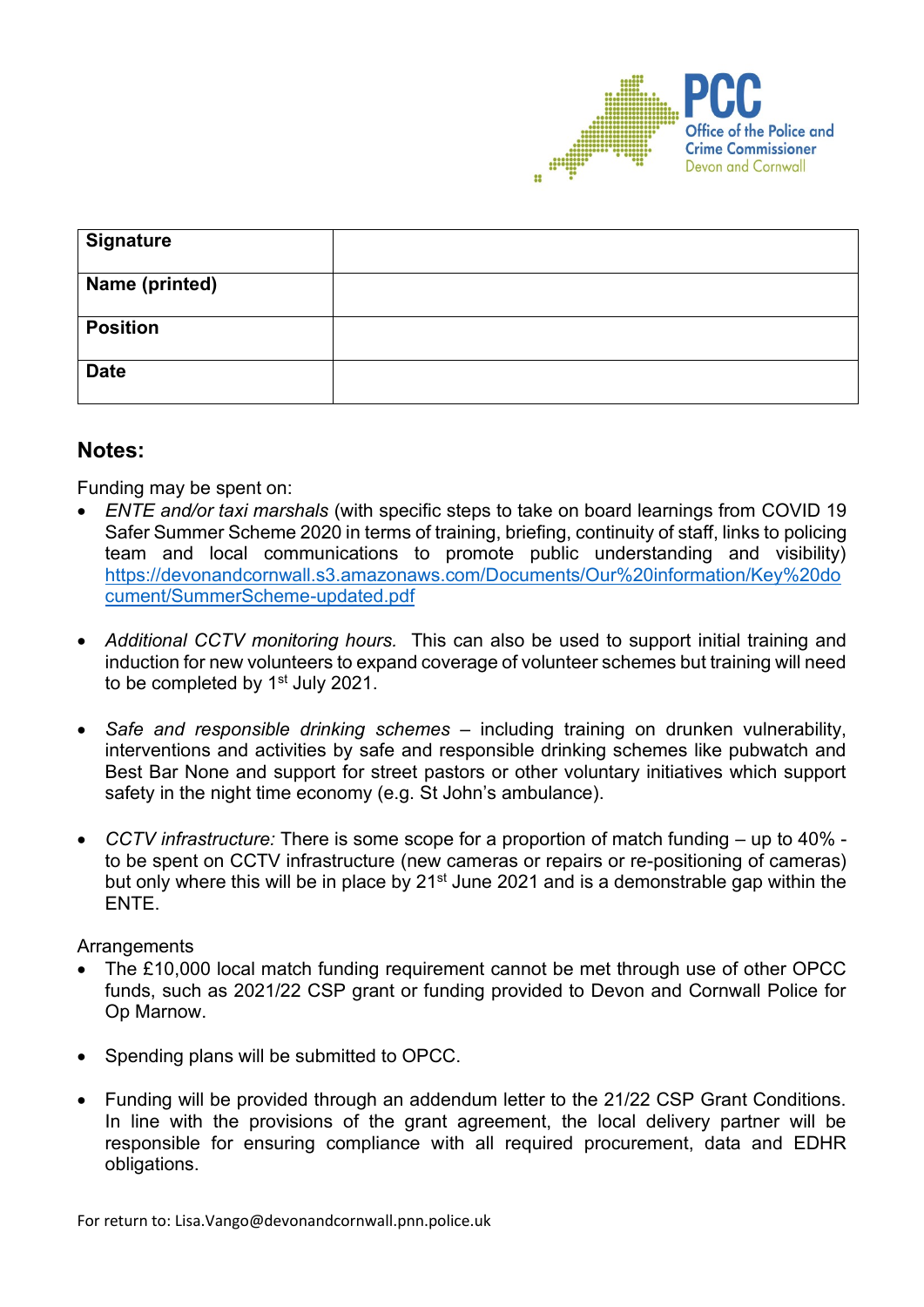| Signature | |
|---|---|
| Name (printed) | |
| Position | |
| Date | |

## Notes:

Funding may be spent on:

- *ENTE and/or taxi marshals* (with specific steps to take on board learnings from COVID 19 Safer Summer Scheme 2020 in terms of training, briefing, continuity of staff, links to policing team and local communications to promote public understanding and visibility) https://devonandcornwall.s3.amazonaws.com/Documents/Our%20information/Key%20document/SummerScheme-updated.pdf

- *Additional CCTV monitoring hours.* This can also be used to support initial training and induction for new volunteers to expand coverage of volunteer schemes but training will need to be completed by 1st July 2021.

- *Safe and responsible drinking schemes* – including training on drunken vulnerability, interventions and activities by safe and responsible drinking schemes like pubwatch and Best Bar None and support for street pastors or other voluntary initiatives which support safety in the night time economy (e.g. St John's ambulance).

- *CCTV infrastructure:* There is some scope for a proportion of match funding – up to 40% - to be spent on CCTV infrastructure (new cameras or repairs or re-positioning of cameras) but only where this will be in place by 21st June 2021 and is a demonstrable gap within the ENTE.

Arrangements

- The £10,000 local match funding requirement cannot be met through use of other OPCC funds, such as 2021/22 CSP grant or funding provided to Devon and Cornwall Police for Op Marnow.

- Spending plans will be submitted to OPCC.

- Funding will be provided through an addendum letter to the 21/22 CSP Grant Conditions. In line with the provisions of the grant agreement, the local delivery partner will be responsible for ensuring compliance with all required procurement, data and EDHR obligations.

For return to: Lisa.Vango@devonandcornwall.pnn.police.uk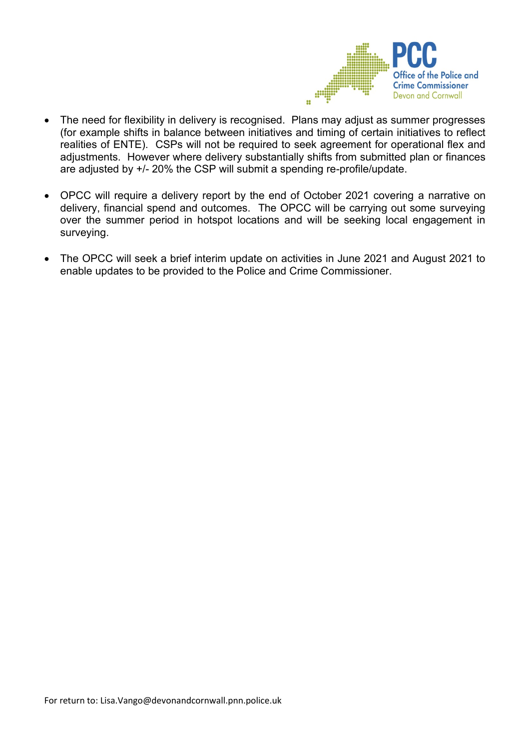- The need for flexibility in delivery is recognised. Plans may adjust as summer progresses (for example shifts in balance between initiatives and timing of certain initiatives to reflect realities of ENTE). CSPs will not be required to seek agreement for operational flex and adjustments. However where delivery substantially shifts from submitted plan or finances are adjusted by +/- 20% the CSP will submit a spending re-profile/update.

- OPCC will require a delivery report by the end of October 2021 covering a narrative on delivery, financial spend and outcomes. The OPCC will be carrying out some surveying over the summer period in hotspot locations and will be seeking local engagement in surveying.

- The OPCC will seek a brief interim update on activities in June 2021 and August 2021 to enable updates to be provided to the Police and Crime Commissioner.

For return to: Lisa.Vango@devonandcornwall.pnn.police.uk